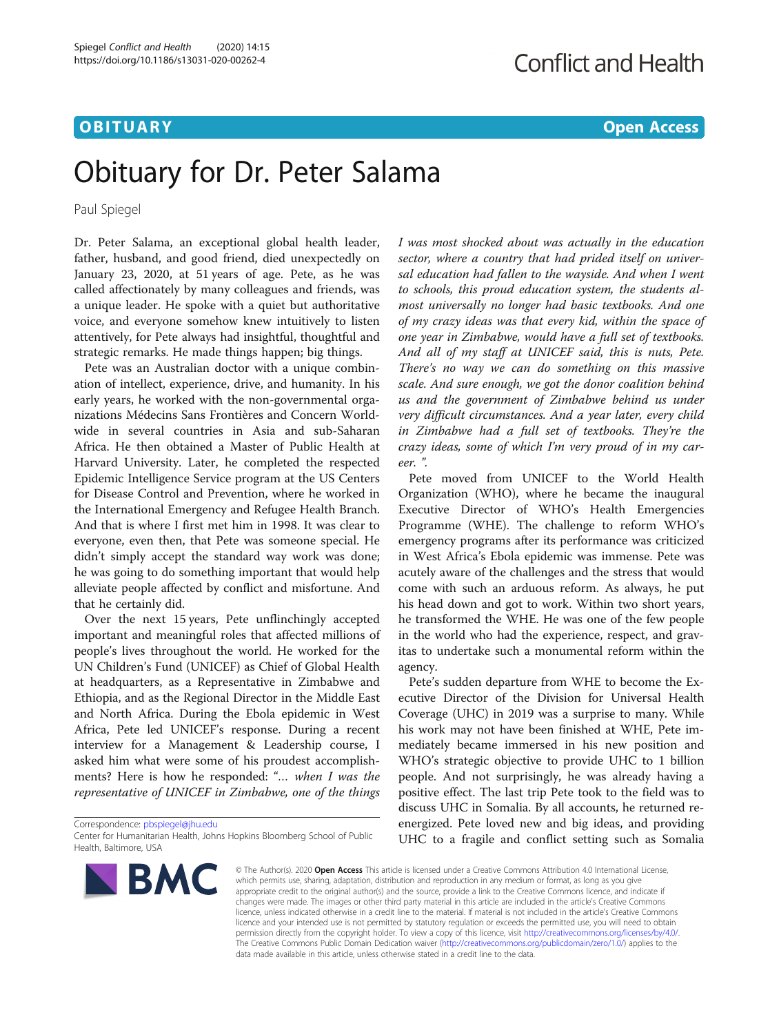**OBITUARY** **Open Access**

# Obituary for Dr. Peter Salama

Paul Spiegel

Dr. Peter Salama, an exceptional global health leader, father, husband, and good friend, died unexpectedly on January 23, 2020, at 51 years of age. Pete, as he was called affectionately by many colleagues and friends, was a unique leader. He spoke with a quiet but authoritative voice, and everyone somehow knew intuitively to listen attentively, for Pete always had insightful, thoughtful and strategic remarks. He made things happen; big things.

Pete was an Australian doctor with a unique combination of intellect, experience, drive, and humanity. In his early years, he worked with the non-governmental organizations Médecins Sans Frontières and Concern Worldwide in several countries in Asia and sub-Saharan Africa. He then obtained a Master of Public Health at Harvard University. Later, he completed the respected Epidemic Intelligence Service program at the US Centers for Disease Control and Prevention, where he worked in the International Emergency and Refugee Health Branch. And that is where I first met him in 1998. It was clear to everyone, even then, that Pete was someone special. He didn't simply accept the standard way work was done; he was going to do something important that would help alleviate people affected by conflict and misfortune. And that he certainly did.

Over the next 15 years, Pete unflinchingly accepted important and meaningful roles that affected millions of people's lives throughout the world. He worked for the UN Children's Fund (UNICEF) as Chief of Global Health at headquarters, as a Representative in Zimbabwe and Ethiopia, and as the Regional Director in the Middle East and North Africa. During the Ebola epidemic in West Africa, Pete led UNICEF's response. During a recent interview for a Management & Leadership course, I asked him what were some of his proudest accomplishments? Here is how he responded: "*… when I was the representative of UNICEF in Zimbabwe, one of the things I was most shocked about was actually in the education sector, where a country that had prided itself on universal education had fallen to the wayside. And when I went to schools, this proud education system, the students almost universally no longer had basic textbooks. And one of my crazy ideas was that every kid, within the space of one year in Zimbabwe, would have a full set of textbooks. And all of my staff at UNICEF said, this is nuts, Pete. There's no way we can do something on this massive scale. And sure enough, we got the donor coalition behind us and the government of Zimbabwe behind us under very difficult circumstances. And a year later, every child in Zimbabwe had a full set of textbooks. They're the crazy ideas, some of which I'm very proud of in my career.* ".

Pete moved from UNICEF to the World Health Organization (WHO), where he became the inaugural Executive Director of WHO's Health Emergencies Programme (WHE). The challenge to reform WHO's emergency programs after its performance was criticized in West Africa's Ebola epidemic was immense. Pete was acutely aware of the challenges and the stress that would come with such an arduous reform. As always, he put his head down and got to work. Within two short years, he transformed the WHE. He was one of the few people in the world who had the experience, respect, and gravitas to undertake such a monumental reform within the agency.

Pete's sudden departure from WHE to become the Executive Director of the Division for Universal Health Coverage (UHC) in 2019 was a surprise to many. While his work may not have been finished at WHE, Pete immediately became immersed in his new position and WHO's strategic objective to provide UHC to 1 billion people. And not surprisingly, he was already having a positive effect. The last trip Pete took to the field was to discuss UHC in Somalia. By all accounts, he returned re-energized. Pete loved new and big ideas, and providing UHC to a fragile and conflict setting such as Somalia

Correspondence: pbspiegel@jhu.edu
Center for Humanitarian Health, Johns Hopkins Bloomberg School of Public Health, Baltimore, USA

© The Author(s). 2020 **Open Access** This article is licensed under a Creative Commons Attribution 4.0 International License, which permits use, sharing, adaptation, distribution and reproduction in any medium or format, as long as you give appropriate credit to the original author(s) and the source, provide a link to the Creative Commons licence, and indicate if changes were made. The images or other third party material in this article are included in the article's Creative Commons licence, unless indicated otherwise in a credit line to the material. If material is not included in the article's Creative Commons licence and your intended use is not permitted by statutory regulation or exceeds the permitted use, you will need to obtain permission directly from the copyright holder. To view a copy of this licence, visit http://creativecommons.org/licenses/by/4.0/. The Creative Commons Public Domain Dedication waiver (http://creativecommons.org/publicdomain/zero/1.0/) applies to the data made available in this article, unless otherwise stated in a credit line to the data.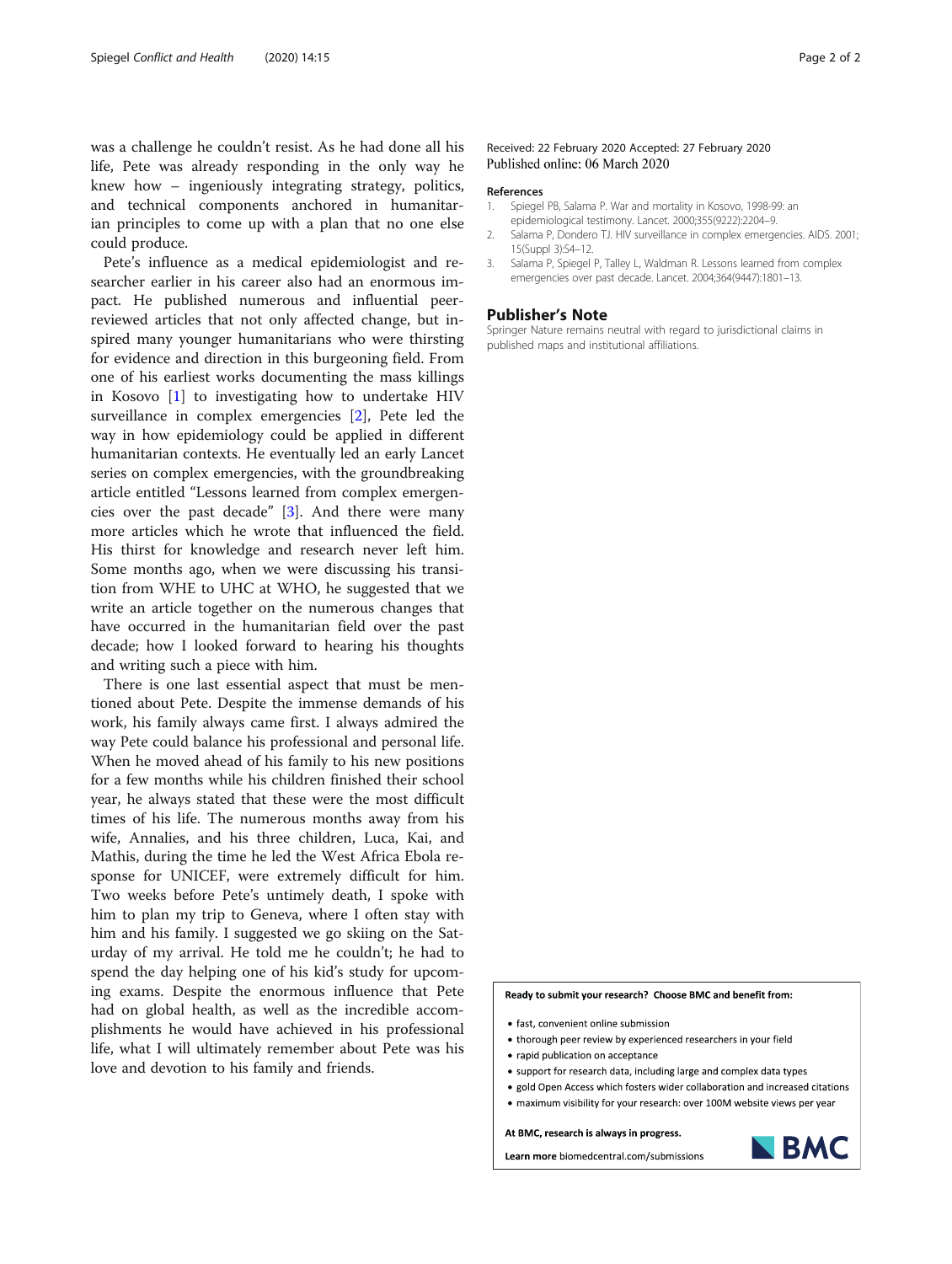was a challenge he couldn't resist. As he had done all his life, Pete was already responding in the only way he knew how – ingeniously integrating strategy, politics, and technical components anchored in humanitarian principles to come up with a plan that no one else could produce.

Pete's influence as a medical epidemiologist and researcher earlier in his career also had an enormous impact. He published numerous and influential peer-reviewed articles that not only affected change, but inspired many younger humanitarians who were thirsting for evidence and direction in this burgeoning field. From one of his earliest works documenting the mass killings in Kosovo [1] to investigating how to undertake HIV surveillance in complex emergencies [2], Pete led the way in how epidemiology could be applied in different humanitarian contexts. He eventually led an early Lancet series on complex emergencies, with the groundbreaking article entitled "Lessons learned from complex emergencies over the past decade" [3]. And there were many more articles which he wrote that influenced the field. His thirst for knowledge and research never left him. Some months ago, when we were discussing his transition from WHE to UHC at WHO, he suggested that we write an article together on the numerous changes that have occurred in the humanitarian field over the past decade; how I looked forward to hearing his thoughts and writing such a piece with him.

There is one last essential aspect that must be mentioned about Pete. Despite the immense demands of his work, his family always came first. I always admired the way Pete could balance his professional and personal life. When he moved ahead of his family to his new positions for a few months while his children finished their school year, he always stated that these were the most difficult times of his life. The numerous months away from his wife, Annalies, and his three children, Luca, Kai, and Mathis, during the time he led the West Africa Ebola response for UNICEF, were extremely difficult for him. Two weeks before Pete's untimely death, I spoke with him to plan my trip to Geneva, where I often stay with him and his family. I suggested we go skiing on the Saturday of my arrival. He told me he couldn't; he had to spend the day helping one of his kid's study for upcoming exams. Despite the enormous influence that Pete had on global health, as well as the incredible accomplishments he would have achieved in his professional life, what I will ultimately remember about Pete was his love and devotion to his family and friends.

Received: 22 February 2020 Accepted: 27 February 2020
Published online: 06 March 2020

## References

1. Spiegel PB, Salama P. War and mortality in Kosovo, 1998-99: an epidemiological testimony. Lancet. 2000;355(9222):2204–9.
2. Salama P, Dondero TJ. HIV surveillance in complex emergencies. AIDS. 2001; 15(Suppl 3):S4–12.
3. Salama P, Spiegel P, Talley L, Waldman R. Lessons learned from complex emergencies over past decade. Lancet. 2004;364(9447):1801–13.

## Publisher's Note

Springer Nature remains neutral with regard to jurisdictional claims in published maps and institutional affiliations.